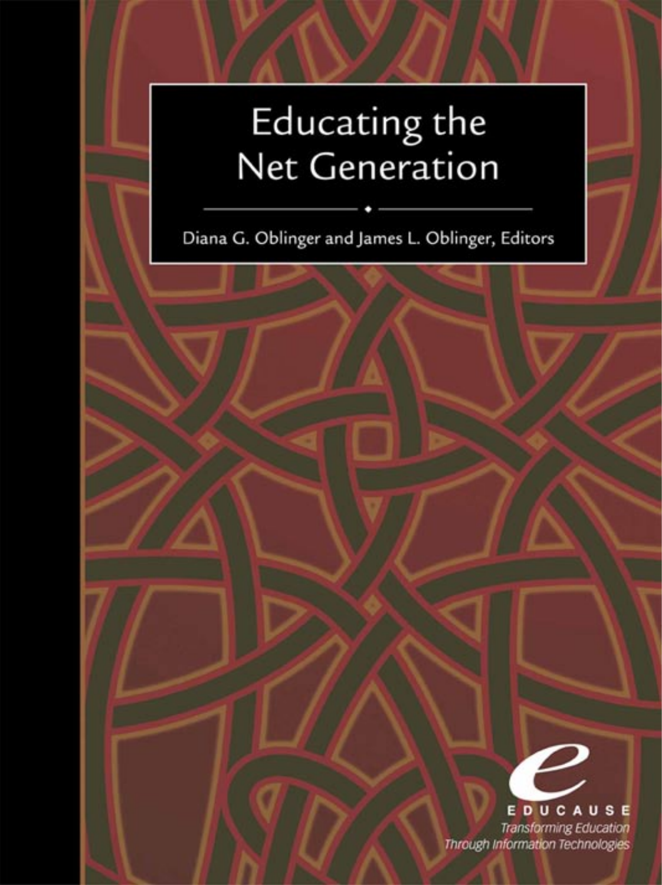# Educating the Net Generation

Diana G. Oblinger and James L. Oblinger, Editors

EDUCAUSE

*Transforming Education Through Information Technologies*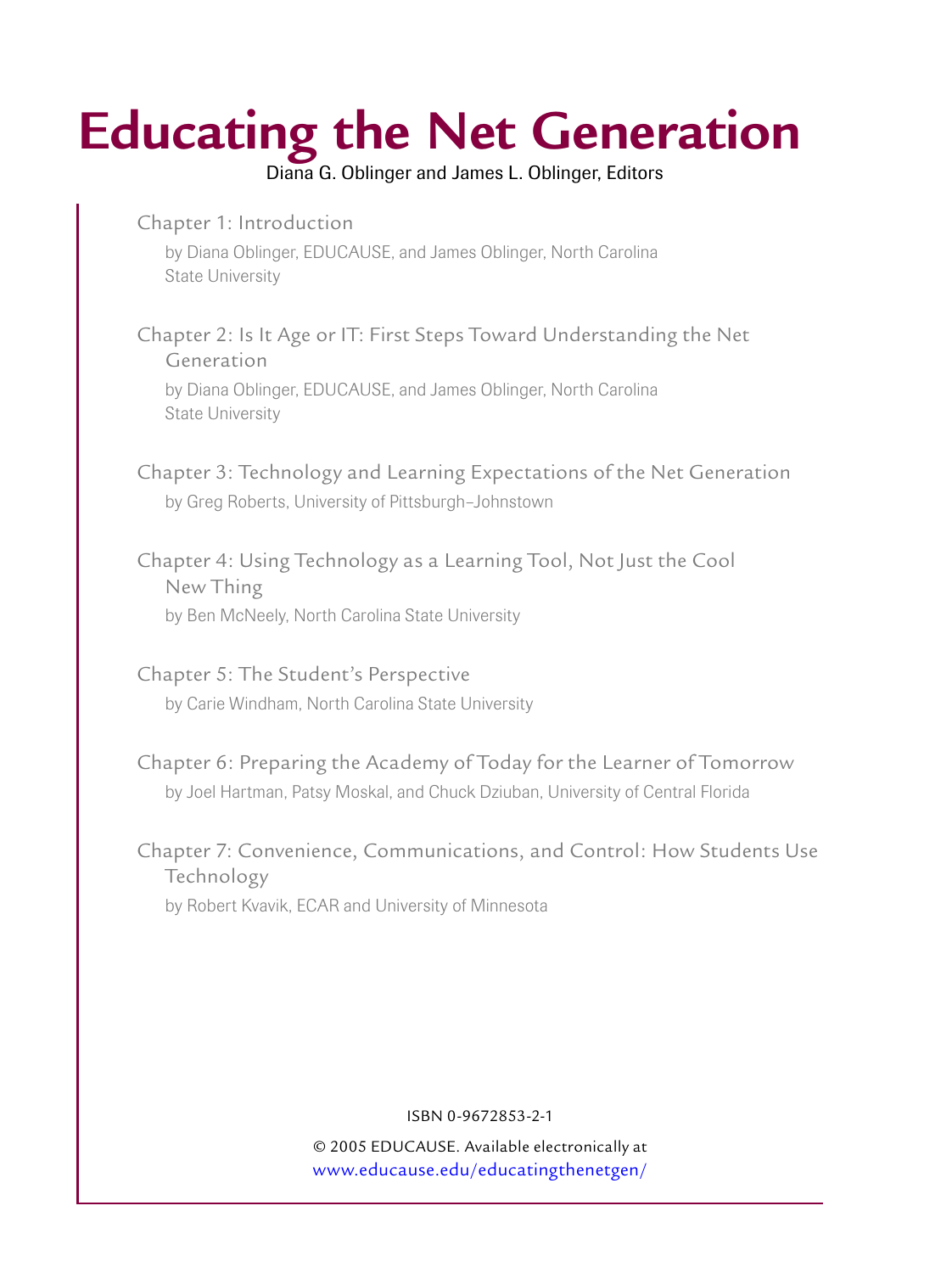# Educating the Net Generation

Diana G. Oblinger and James L. Oblinger, Editors

Chapter 1: Introduction

by Diana Oblinger, EDUCAUSE, and James Oblinger, North Carolina State University

Chapter 2: Is It Age or IT: First Steps Toward Understanding the Net Generation

by Diana Oblinger, EDUCAUSE, and James Oblinger, North Carolina State University

Chapter 3: Technology and Learning Expectations of the Net Generation

by Greg Roberts, University of Pittsburgh–Johnstown

Chapter 4: Using Technology as a Learning Tool, Not Just the Cool New Thing

by Ben McNeely, North Carolina State University

Chapter 5: The Student's Perspective

by Carie Windham, North Carolina State University

Chapter 6: Preparing the Academy of Today for the Learner of Tomorrow

by Joel Hartman, Patsy Moskal, and Chuck Dziuban, University of Central Florida

Chapter 7: Convenience, Communications, and Control: How Students Use Technology

by Robert Kvavik, ECAR and University of Minnesota

ISBN 0-9672853-2-1

© 2005 EDUCAUSE. Available electronically at www.educause.edu/educatingthenetgen/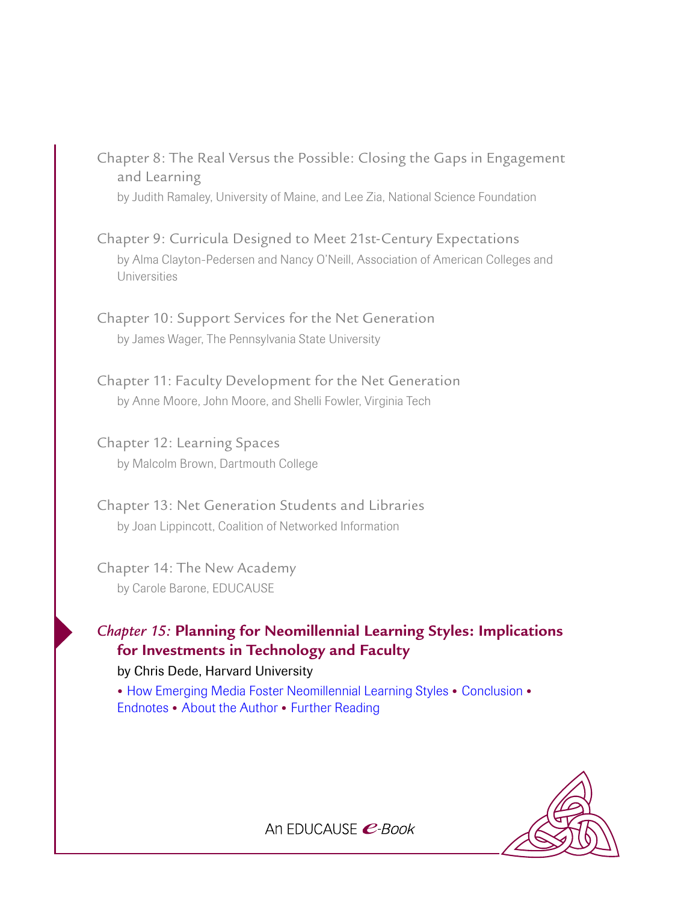Chapter 8: The Real Versus the Possible: Closing the Gaps in Engagement and Learning

by Judith Ramaley, University of Maine, and Lee Zia, National Science Foundation

Chapter 9: Curricula Designed to Meet 21st-Century Expectations

by Alma Clayton-Pedersen and Nancy O'Neill, Association of American Colleges and Universities

Chapter 10: Support Services for the Net Generation

by James Wager, The Pennsylvania State University

Chapter 11: Faculty Development for the Net Generation

by Anne Moore, John Moore, and Shelli Fowler, Virginia Tech

Chapter 12: Learning Spaces

by Malcolm Brown, Dartmouth College

Chapter 13: Net Generation Students and Libraries

by Joan Lippincott, Coalition of Networked Information

Chapter 14: The New Academy

by Carole Barone, EDUCAUSE

*Chapter 15:* **Planning for Neomillennial Learning Styles: Implications for Investments in Technology and Faculty**

by Chris Dede, Harvard University

• How Emerging Media Foster Neomillennial Learning Styles • Conclusion • Endnotes • About the Author • Further Reading

An EDUCAUSE *e-Book*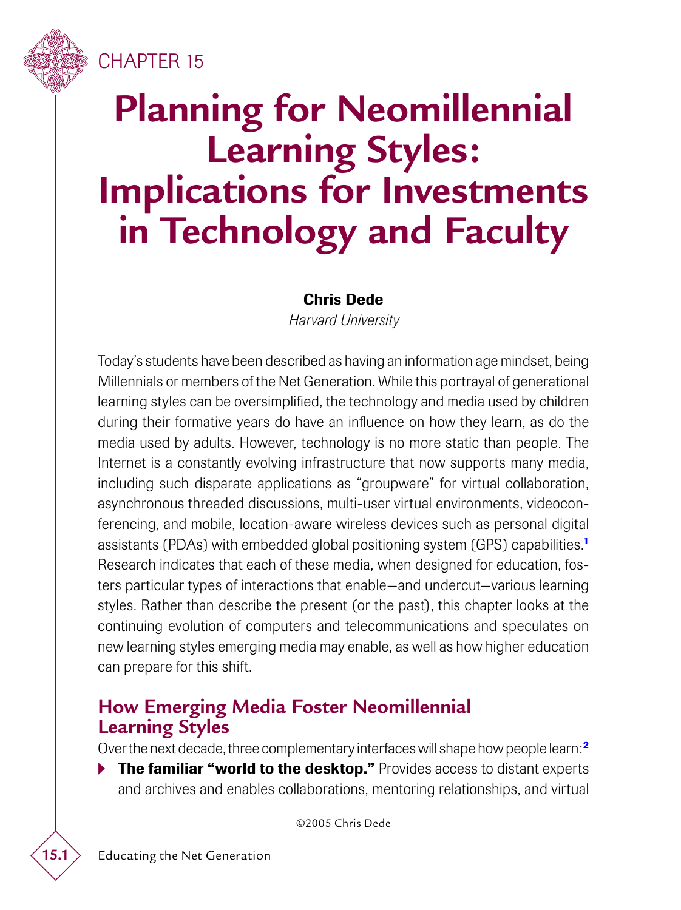CHAPTER 15

# Planning for Neomillennial Learning Styles: Implications for Investments in Technology and Faculty

**Chris Dede**

*Harvard University*

Today's students have been described as having an information age mindset, being Millennials or members of the Net Generation. While this portrayal of generational learning styles can be oversimplified, the technology and media used by children during their formative years do have an influence on how they learn, as do the media used by adults. However, technology is no more static than people. The Internet is a constantly evolving infrastructure that now supports many media, including such disparate applications as "groupware" for virtual collaboration, asynchronous threaded discussions, multi-user virtual environments, videoconferencing, and mobile, location-aware wireless devices such as personal digital assistants (PDAs) with embedded global positioning system (GPS) capabilities.[1] Research indicates that each of these media, when designed for education, fosters particular types of interactions that enable—and undercut—various learning styles. Rather than describe the present (or the past), this chapter looks at the continuing evolution of computers and telecommunications and speculates on new learning styles emerging media may enable, as well as how higher education can prepare for this shift.

## How Emerging Media Foster Neomillennial Learning Styles

Over the next decade, three complementary interfaces will shape how people learn:[2]

- **The familiar "world to the desktop."** Provides access to distant experts and archives and enables collaborations, mentoring relationships, and virtual

©2005 Chris Dede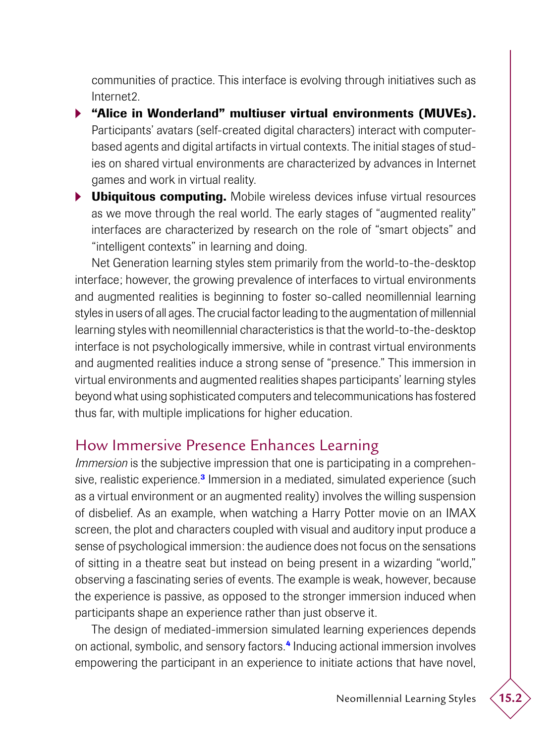communities of practice. This interface is evolving through initiatives such as Internet2.

- **"Alice in Wonderland" multiuser virtual environments (MUVEs).** Participants' avatars (self-created digital characters) interact with computer-based agents and digital artifacts in virtual contexts. The initial stages of studies on shared virtual environments are characterized by advances in Internet games and work in virtual reality.
- **Ubiquitous computing.** Mobile wireless devices infuse virtual resources as we move through the real world. The early stages of "augmented reality" interfaces are characterized by research on the role of "smart objects" and "intelligent contexts" in learning and doing.

Net Generation learning styles stem primarily from the world-to-the-desktop interface; however, the growing prevalence of interfaces to virtual environments and augmented realities is beginning to foster so-called neomillennial learning styles in users of all ages. The crucial factor leading to the augmentation of millennial learning styles with neomillennial characteristics is that the world-to-the-desktop interface is not psychologically immersive, while in contrast virtual environments and augmented realities induce a strong sense of "presence." This immersion in virtual environments and augmented realities shapes participants' learning styles beyond what using sophisticated computers and telecommunications has fostered thus far, with multiple implications for higher education.

## How Immersive Presence Enhances Learning

*Immersion* is the subjective impression that one is participating in a comprehensive, realistic experience.[3] Immersion in a mediated, simulated experience (such as a virtual environment or an augmented reality) involves the willing suspension of disbelief. As an example, when watching a Harry Potter movie on an IMAX screen, the plot and characters coupled with visual and auditory input produce a sense of psychological immersion: the audience does not focus on the sensations of sitting in a theatre seat but instead on being present in a wizarding "world," observing a fascinating series of events. The example is weak, however, because the experience is passive, as opposed to the stronger immersion induced when participants shape an experience rather than just observe it.

The design of mediated-immersion simulated learning experiences depends on actional, symbolic, and sensory factors.[4] Inducing actional immersion involves empowering the participant in an experience to initiate actions that have novel,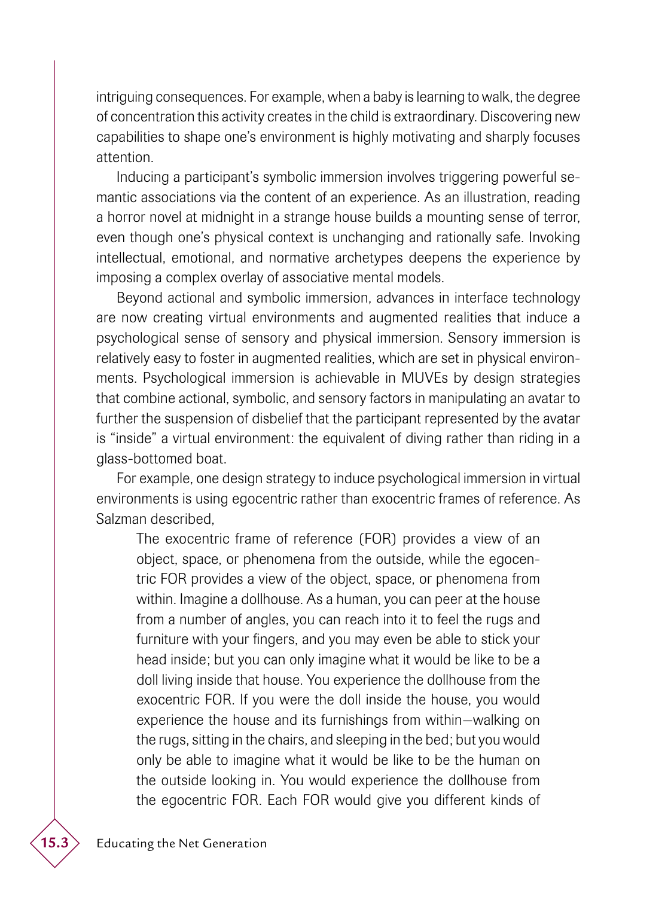intriguing consequences. For example, when a baby is learning to walk, the degree of concentration this activity creates in the child is extraordinary. Discovering new capabilities to shape one's environment is highly motivating and sharply focuses attention.

Inducing a participant's symbolic immersion involves triggering powerful semantic associations via the content of an experience. As an illustration, reading a horror novel at midnight in a strange house builds a mounting sense of terror, even though one's physical context is unchanging and rationally safe. Invoking intellectual, emotional, and normative archetypes deepens the experience by imposing a complex overlay of associative mental models.

Beyond actional and symbolic immersion, advances in interface technology are now creating virtual environments and augmented realities that induce a psychological sense of sensory and physical immersion. Sensory immersion is relatively easy to foster in augmented realities, which are set in physical environments. Psychological immersion is achievable in MUVEs by design strategies that combine actional, symbolic, and sensory factors in manipulating an avatar to further the suspension of disbelief that the participant represented by the avatar is "inside" a virtual environment: the equivalent of diving rather than riding in a glass-bottomed boat.

For example, one design strategy to induce psychological immersion in virtual environments is using egocentric rather than exocentric frames of reference. As Salzman described,

> The exocentric frame of reference (FOR) provides a view of an object, space, or phenomena from the outside, while the egocentric FOR provides a view of the object, space, or phenomena from within. Imagine a dollhouse. As a human, you can peer at the house from a number of angles, you can reach into it to feel the rugs and furniture with your fingers, and you may even be able to stick your head inside; but you can only imagine what it would be like to be a doll living inside that house. You experience the dollhouse from the exocentric FOR. If you were the doll inside the house, you would experience the house and its furnishings from within—walking on the rugs, sitting in the chairs, and sleeping in the bed; but you would only be able to imagine what it would be like to be the human on the outside looking in. You would experience the dollhouse from the egocentric FOR. Each FOR would give you different kinds of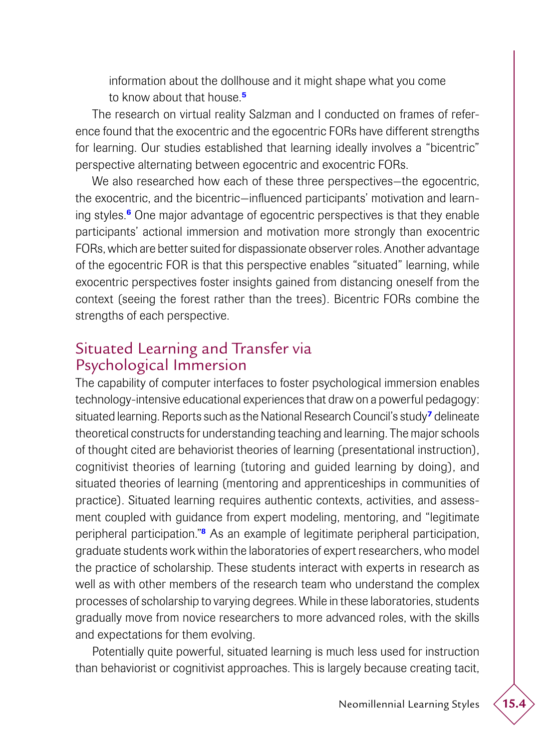information about the dollhouse and it might shape what you come to know about that house.[5]

The research on virtual reality Salzman and I conducted on frames of reference found that the exocentric and the egocentric FORs have different strengths for learning. Our studies established that learning ideally involves a "bicentric" perspective alternating between egocentric and exocentric FORs.

We also researched how each of these three perspectives—the egocentric, the exocentric, and the bicentric—influenced participants' motivation and learning styles.[6] One major advantage of egocentric perspectives is that they enable participants' actional immersion and motivation more strongly than exocentric FORs, which are better suited for dispassionate observer roles. Another advantage of the egocentric FOR is that this perspective enables "situated" learning, while exocentric perspectives foster insights gained from distancing oneself from the context (seeing the forest rather than the trees). Bicentric FORs combine the strengths of each perspective.

## Situated Learning and Transfer via Psychological Immersion

The capability of computer interfaces to foster psychological immersion enables technology-intensive educational experiences that draw on a powerful pedagogy: situated learning. Reports such as the National Research Council's study[7] delineate theoretical constructs for understanding teaching and learning. The major schools of thought cited are behaviorist theories of learning (presentational instruction), cognitivist theories of learning (tutoring and guided learning by doing), and situated theories of learning (mentoring and apprenticeships in communities of practice). Situated learning requires authentic contexts, activities, and assessment coupled with guidance from expert modeling, mentoring, and "legitimate peripheral participation."[8] As an example of legitimate peripheral participation, graduate students work within the laboratories of expert researchers, who model the practice of scholarship. These students interact with experts in research as well as with other members of the research team who understand the complex processes of scholarship to varying degrees. While in these laboratories, students gradually move from novice researchers to more advanced roles, with the skills and expectations for them evolving.

Potentially quite powerful, situated learning is much less used for instruction than behaviorist or cognitivist approaches. This is largely because creating tacit,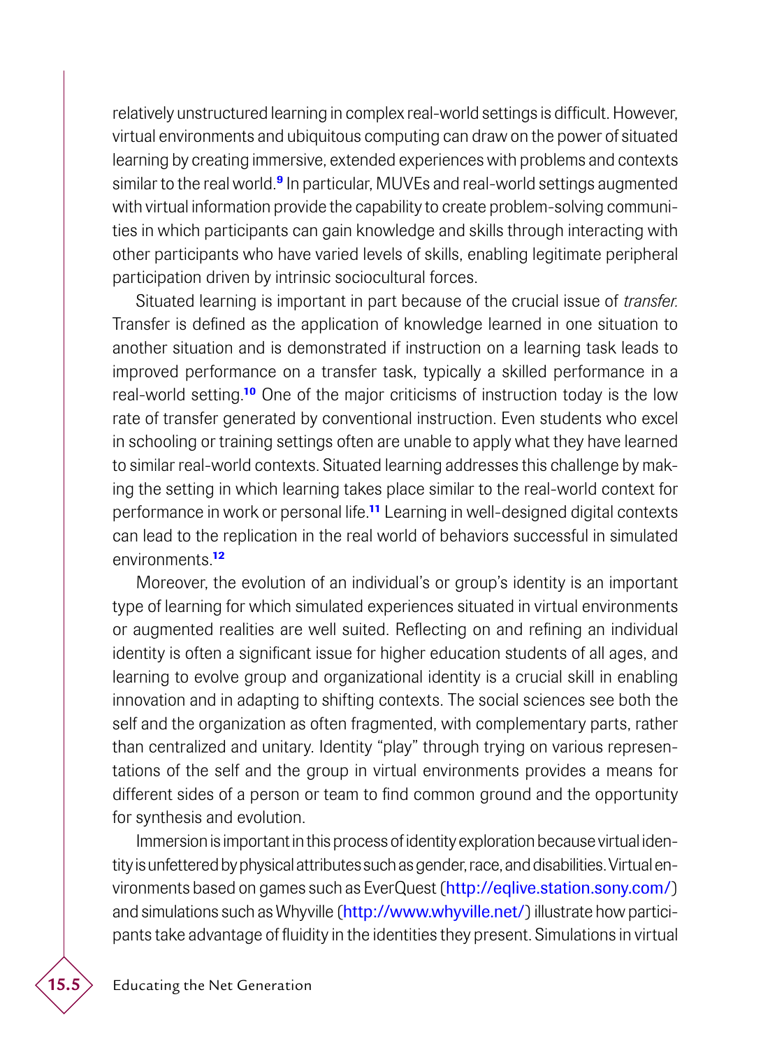relatively unstructured learning in complex real-world settings is difficult. However, virtual environments and ubiquitous computing can draw on the power of situated learning by creating immersive, extended experiences with problems and contexts similar to the real world.[9] In particular, MUVEs and real-world settings augmented with virtual information provide the capability to create problem-solving communities in which participants can gain knowledge and skills through interacting with other participants who have varied levels of skills, enabling legitimate peripheral participation driven by intrinsic sociocultural forces.

Situated learning is important in part because of the crucial issue of *transfer.* Transfer is defined as the application of knowledge learned in one situation to another situation and is demonstrated if instruction on a learning task leads to improved performance on a transfer task, typically a skilled performance in a real-world setting.[10] One of the major criticisms of instruction today is the low rate of transfer generated by conventional instruction. Even students who excel in schooling or training settings often are unable to apply what they have learned to similar real-world contexts. Situated learning addresses this challenge by making the setting in which learning takes place similar to the real-world context for performance in work or personal life.[11] Learning in well-designed digital contexts can lead to the replication in the real world of behaviors successful in simulated environments.[12]

Moreover, the evolution of an individual's or group's identity is an important type of learning for which simulated experiences situated in virtual environments or augmented realities are well suited. Reflecting on and refining an individual identity is often a significant issue for higher education students of all ages, and learning to evolve group and organizational identity is a crucial skill in enabling innovation and in adapting to shifting contexts. The social sciences see both the self and the organization as often fragmented, with complementary parts, rather than centralized and unitary. Identity "play" through trying on various representations of the self and the group in virtual environments provides a means for different sides of a person or team to find common ground and the opportunity for synthesis and evolution.

Immersion is important in this process of identity exploration because virtual identity is unfettered by physical attributes such as gender, race, and disabilities. Virtual environments based on games such as EverQuest (http://eqlive.station.sony.com/) and simulations such as Whyville (http://www.whyville.net/) illustrate how participants take advantage of fluidity in the identities they present. Simulations in virtual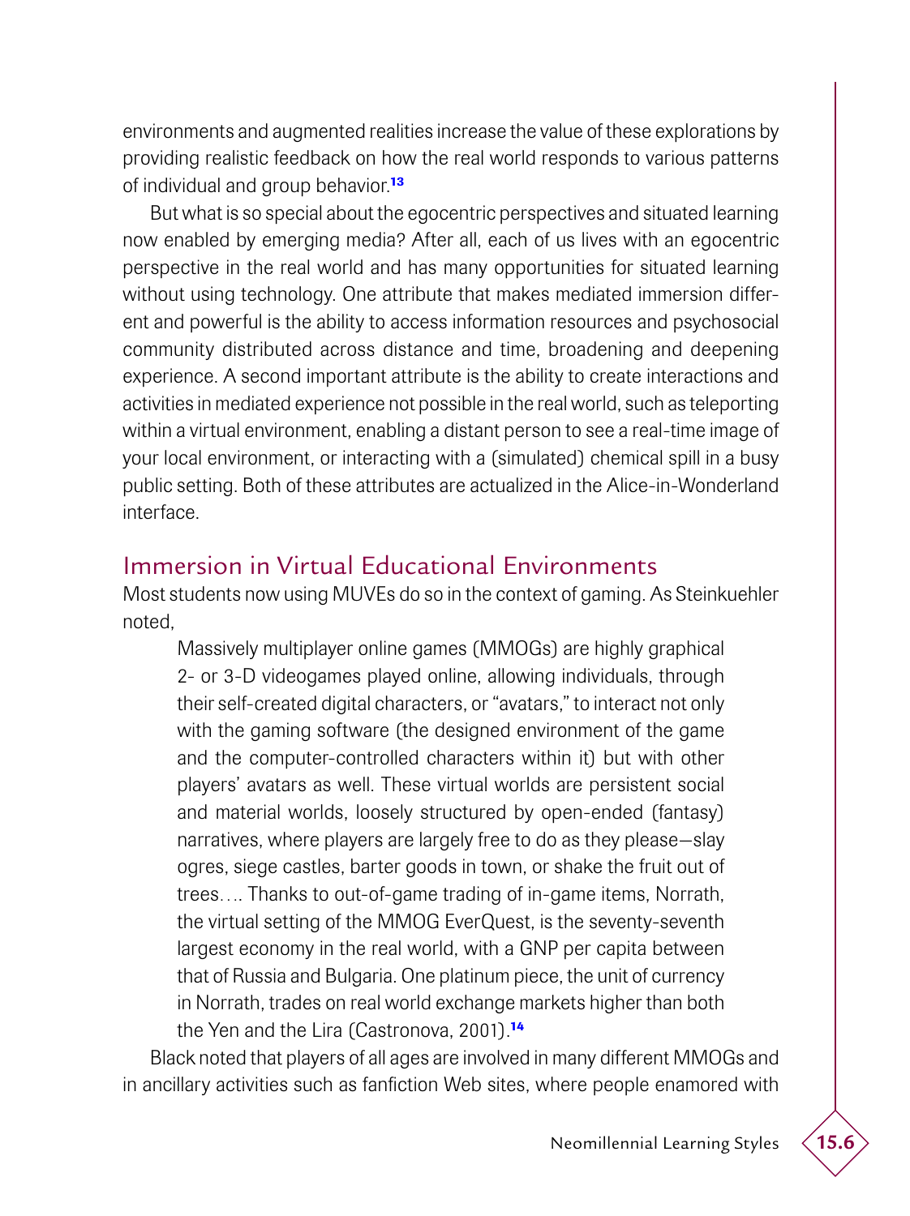environments and augmented realities increase the value of these explorations by providing realistic feedback on how the real world responds to various patterns of individual and group behavior.[13]

But what is so special about the egocentric perspectives and situated learning now enabled by emerging media? After all, each of us lives with an egocentric perspective in the real world and has many opportunities for situated learning without using technology. One attribute that makes mediated immersion different and powerful is the ability to access information resources and psychosocial community distributed across distance and time, broadening and deepening experience. A second important attribute is the ability to create interactions and activities in mediated experience not possible in the real world, such as teleporting within a virtual environment, enabling a distant person to see a real-time image of your local environment, or interacting with a (simulated) chemical spill in a busy public setting. Both of these attributes are actualized in the Alice-in-Wonderland interface.

## Immersion in Virtual Educational Environments

Most students now using MUVEs do so in the context of gaming. As Steinkuehler noted,

> Massively multiplayer online games (MMOGs) are highly graphical 2- or 3-D videogames played online, allowing individuals, through their self-created digital characters, or "avatars," to interact not only with the gaming software (the designed environment of the game and the computer-controlled characters within it) but with other players' avatars as well. These virtual worlds are persistent social and material worlds, loosely structured by open-ended (fantasy) narratives, where players are largely free to do as they please—slay ogres, siege castles, barter goods in town, or shake the fruit out of trees…. Thanks to out-of-game trading of in-game items, Norrath, the virtual setting of the MMOG EverQuest, is the seventy-seventh largest economy in the real world, with a GNP per capita between that of Russia and Bulgaria. One platinum piece, the unit of currency in Norrath, trades on real world exchange markets higher than both the Yen and the Lira (Castronova, 2001).[14]

Black noted that players of all ages are involved in many different MMOGs and in ancillary activities such as fanfiction Web sites, where people enamored with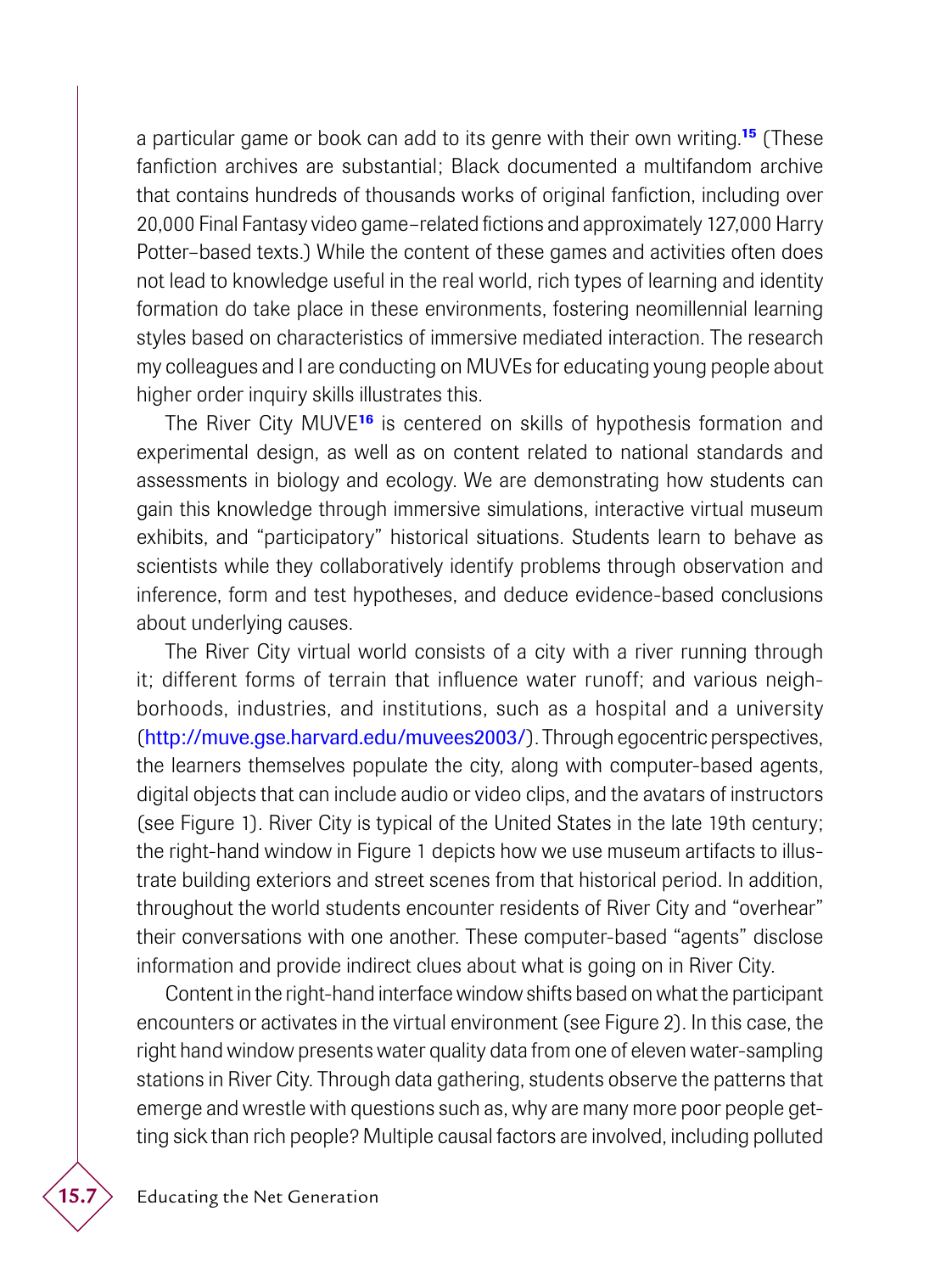a particular game or book can add to its genre with their own writing.[15] (These fanfiction archives are substantial; Black documented a multifandom archive that contains hundreds of thousands works of original fanfiction, including over 20,000 Final Fantasy video game–related fictions and approximately 127,000 Harry Potter–based texts.) While the content of these games and activities often does not lead to knowledge useful in the real world, rich types of learning and identity formation do take place in these environments, fostering neomillennial learning styles based on characteristics of immersive mediated interaction. The research my colleagues and I are conducting on MUVEs for educating young people about higher order inquiry skills illustrates this.

The River City MUVE[16] is centered on skills of hypothesis formation and experimental design, as well as on content related to national standards and assessments in biology and ecology. We are demonstrating how students can gain this knowledge through immersive simulations, interactive virtual museum exhibits, and "participatory" historical situations. Students learn to behave as scientists while they collaboratively identify problems through observation and inference, form and test hypotheses, and deduce evidence-based conclusions about underlying causes.

The River City virtual world consists of a city with a river running through it; different forms of terrain that influence water runoff; and various neighborhoods, industries, and institutions, such as a hospital and a university (http://muve.gse.harvard.edu/muvees2003/). Through egocentric perspectives, the learners themselves populate the city, along with computer-based agents, digital objects that can include audio or video clips, and the avatars of instructors (see Figure 1). River City is typical of the United States in the late 19th century; the right-hand window in Figure 1 depicts how we use museum artifacts to illustrate building exteriors and street scenes from that historical period. In addition, throughout the world students encounter residents of River City and "overhear" their conversations with one another. These computer-based "agents" disclose information and provide indirect clues about what is going on in River City.

Content in the right-hand interface window shifts based on what the participant encounters or activates in the virtual environment (see Figure 2). In this case, the right hand window presents water quality data from one of eleven water-sampling stations in River City. Through data gathering, students observe the patterns that emerge and wrestle with questions such as, why are many more poor people getting sick than rich people? Multiple causal factors are involved, including polluted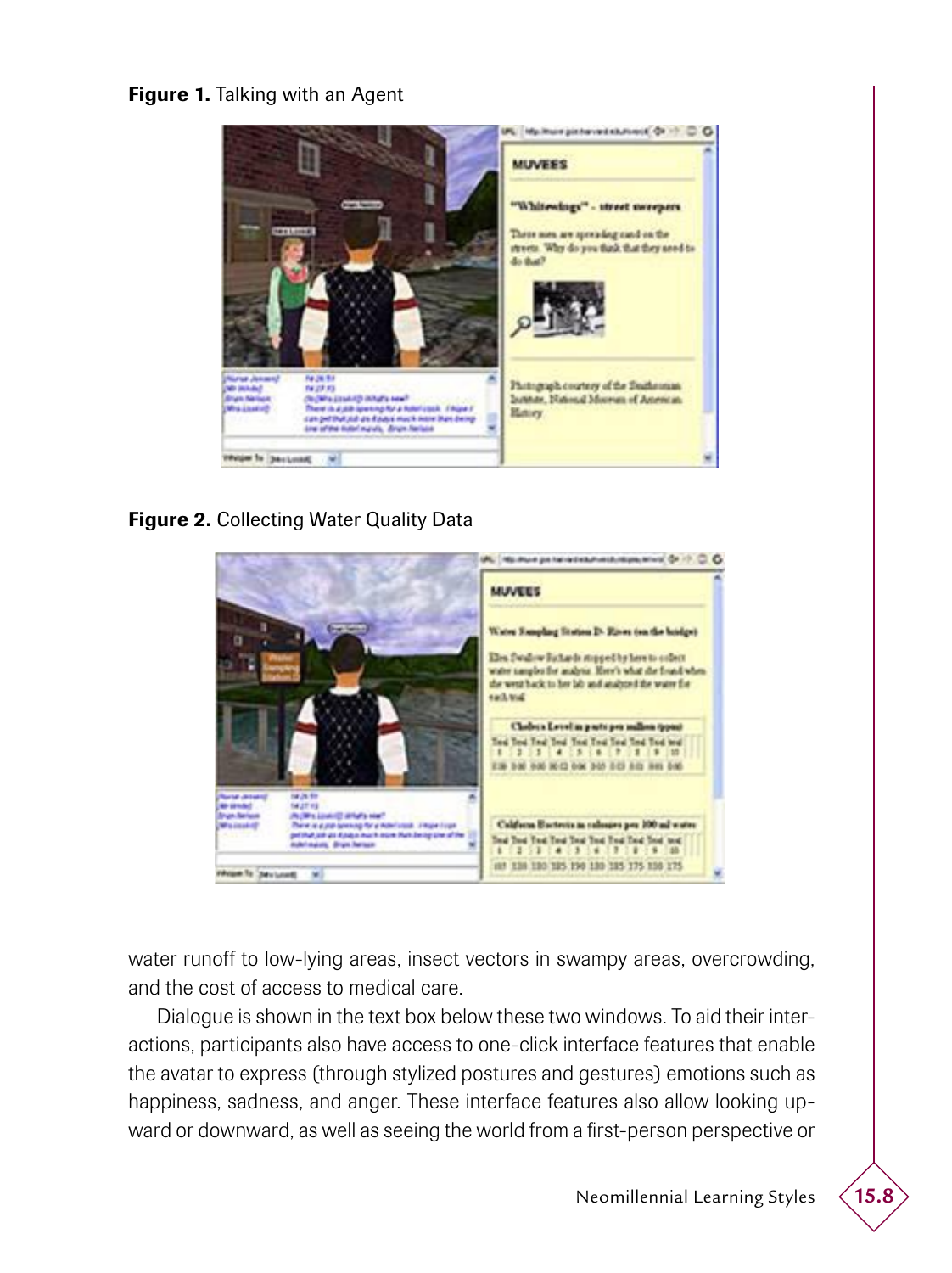**Figure 1.** Talking with an Agent

**Figure 2.** Collecting Water Quality Data

water runoff to low-lying areas, insect vectors in swampy areas, overcrowding, and the cost of access to medical care.

Dialogue is shown in the text box below these two windows. To aid their interactions, participants also have access to one-click interface features that enable the avatar to express (through stylized postures and gestures) emotions such as happiness, sadness, and anger. These interface features also allow looking upward or downward, as well as seeing the world from a first-person perspective or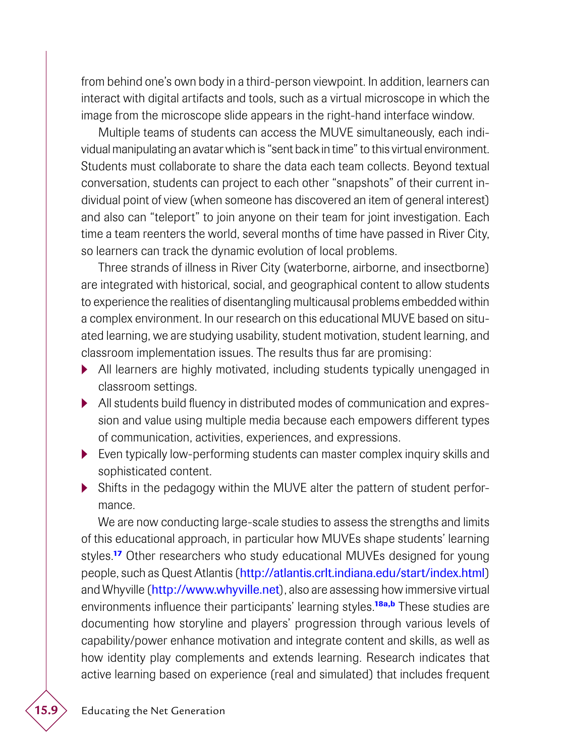from behind one's own body in a third-person viewpoint. In addition, learners can interact with digital artifacts and tools, such as a virtual microscope in which the image from the microscope slide appears in the right-hand interface window.

Multiple teams of students can access the MUVE simultaneously, each individual manipulating an avatar which is "sent back in time" to this virtual environment. Students must collaborate to share the data each team collects. Beyond textual conversation, students can project to each other "snapshots" of their current individual point of view (when someone has discovered an item of general interest) and also can "teleport" to join anyone on their team for joint investigation. Each time a team reenters the world, several months of time have passed in River City, so learners can track the dynamic evolution of local problems.

Three strands of illness in River City (waterborne, airborne, and insectborne) are integrated with historical, social, and geographical content to allow students to experience the realities of disentangling multicausal problems embedded within a complex environment. In our research on this educational MUVE based on situated learning, we are studying usability, student motivation, student learning, and classroom implementation issues. The results thus far are promising:

- All learners are highly motivated, including students typically unengaged in classroom settings.
- All students build fluency in distributed modes of communication and expression and value using multiple media because each empowers different types of communication, activities, experiences, and expressions.
- Even typically low-performing students can master complex inquiry skills and sophisticated content.
- Shifts in the pedagogy within the MUVE alter the pattern of student performance.

We are now conducting large-scale studies to assess the strengths and limits of this educational approach, in particular how MUVEs shape students' learning styles.[17] Other researchers who study educational MUVEs designed for young people, such as Quest Atlantis (http://atlantis.crlt.indiana.edu/start/index.html) and Whyville (http://www.whyville.net), also are assessing how immersive virtual environments influence their participants' learning styles.[18a,b] These studies are documenting how storyline and players' progression through various levels of capability/power enhance motivation and integrate content and skills, as well as how identity play complements and extends learning. Research indicates that active learning based on experience (real and simulated) that includes frequent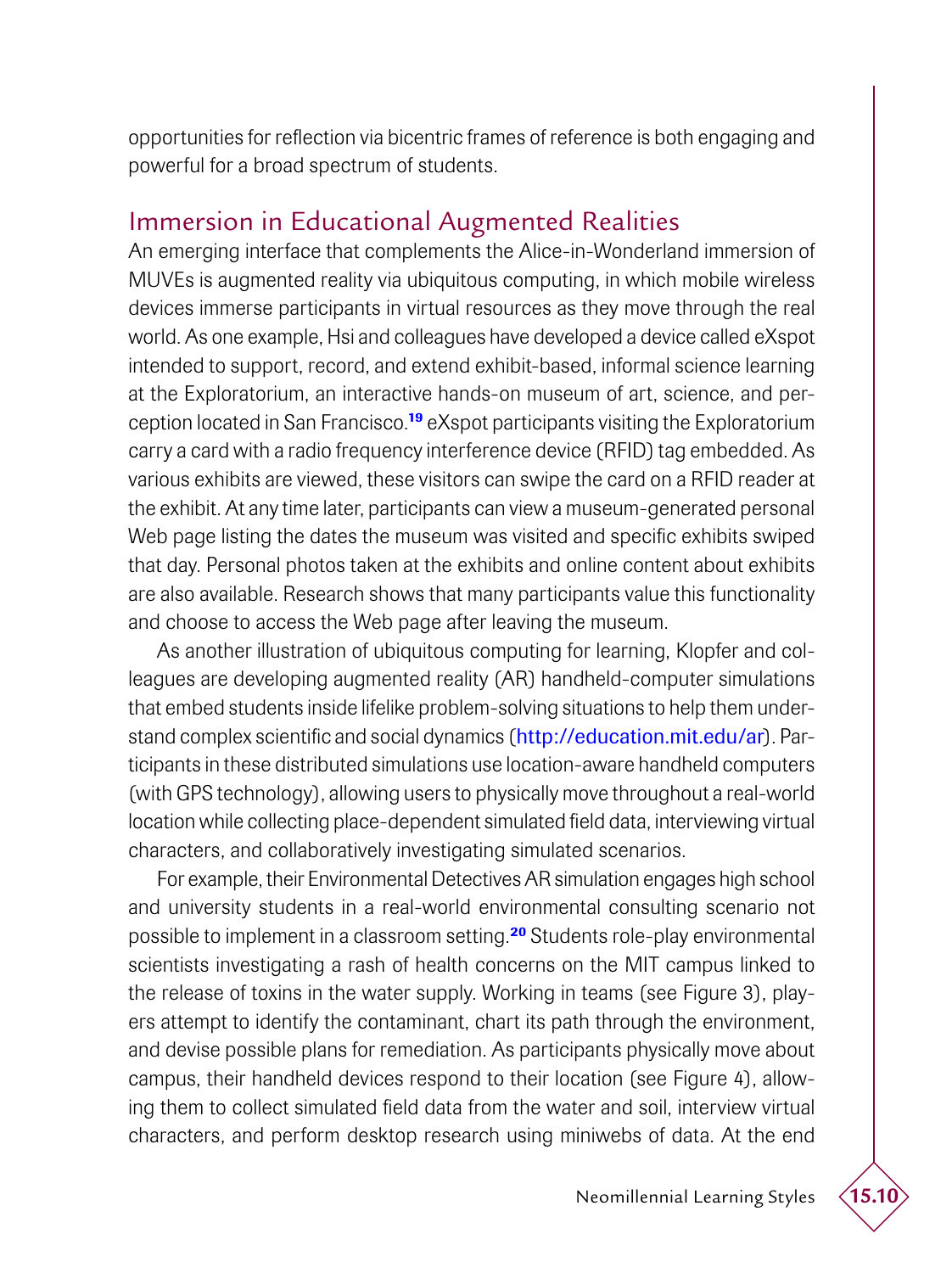opportunities for reflection via bicentric frames of reference is both engaging and powerful for a broad spectrum of students.

## Immersion in Educational Augmented Realities

An emerging interface that complements the Alice-in-Wonderland immersion of MUVEs is augmented reality via ubiquitous computing, in which mobile wireless devices immerse participants in virtual resources as they move through the real world. As one example, Hsi and colleagues have developed a device called eXspot intended to support, record, and extend exhibit-based, informal science learning at the Exploratorium, an interactive hands-on museum of art, science, and perception located in San Francisco.[19] eXspot participants visiting the Exploratorium carry a card with a radio frequency interference device (RFID) tag embedded. As various exhibits are viewed, these visitors can swipe the card on a RFID reader at the exhibit. At any time later, participants can view a museum-generated personal Web page listing the dates the museum was visited and specific exhibits swiped that day. Personal photos taken at the exhibits and online content about exhibits are also available. Research shows that many participants value this functionality and choose to access the Web page after leaving the museum.

As another illustration of ubiquitous computing for learning, Klopfer and colleagues are developing augmented reality (AR) handheld-computer simulations that embed students inside lifelike problem-solving situations to help them understand complex scientific and social dynamics (http://education.mit.edu/ar). Participants in these distributed simulations use location-aware handheld computers (with GPS technology), allowing users to physically move throughout a real-world location while collecting place-dependent simulated field data, interviewing virtual characters, and collaboratively investigating simulated scenarios.

For example, their Environmental Detectives AR simulation engages high school and university students in a real-world environmental consulting scenario not possible to implement in a classroom setting.[20] Students role-play environmental scientists investigating a rash of health concerns on the MIT campus linked to the release of toxins in the water supply. Working in teams (see Figure 3), players attempt to identify the contaminant, chart its path through the environment, and devise possible plans for remediation. As participants physically move about campus, their handheld devices respond to their location (see Figure 4), allowing them to collect simulated field data from the water and soil, interview virtual characters, and perform desktop research using miniwebs of data. At the end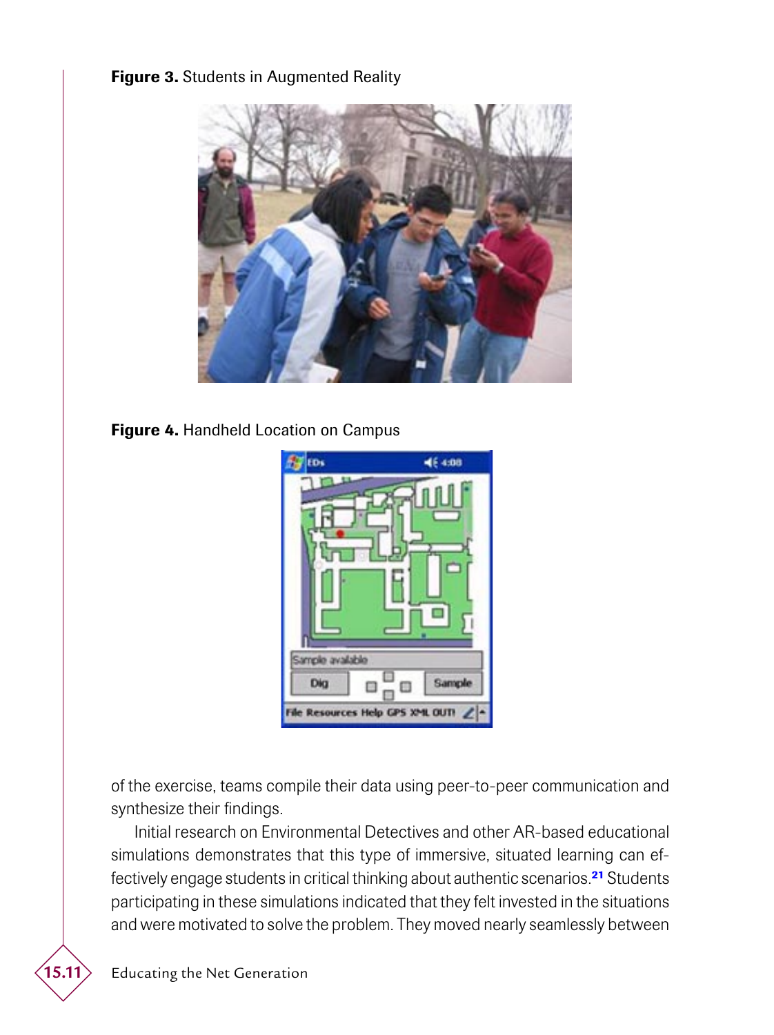**Figure 3.** Students in Augmented Reality

**Figure 4.** Handheld Location on Campus

of the exercise, teams compile their data using peer-to-peer communication and synthesize their findings.

Initial research on Environmental Detectives and other AR-based educational simulations demonstrates that this type of immersive, situated learning can effectively engage students in critical thinking about authentic scenarios.[21] Students participating in these simulations indicated that they felt invested in the situations and were motivated to solve the problem. They moved nearly seamlessly between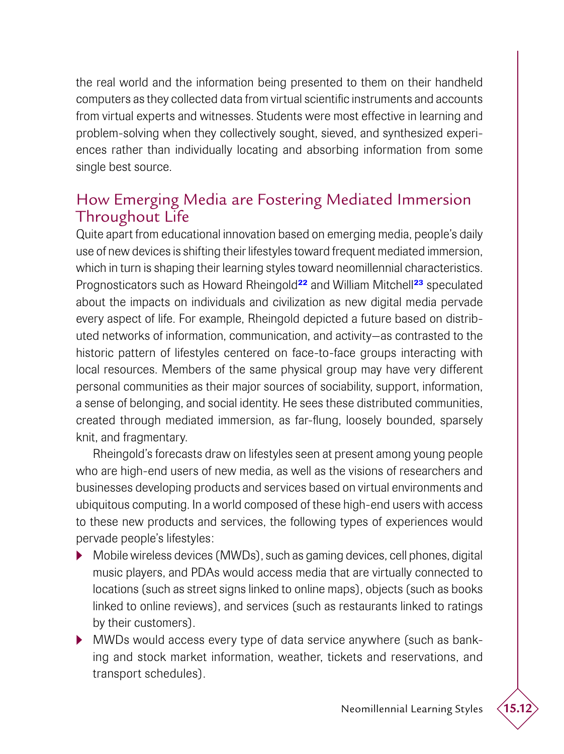the real world and the information being presented to them on their handheld computers as they collected data from virtual scientific instruments and accounts from virtual experts and witnesses. Students were most effective in learning and problem-solving when they collectively sought, sieved, and synthesized experiences rather than individually locating and absorbing information from some single best source.

## How Emerging Media are Fostering Mediated Immersion Throughout Life

Quite apart from educational innovation based on emerging media, people's daily use of new devices is shifting their lifestyles toward frequent mediated immersion, which in turn is shaping their learning styles toward neomillennial characteristics. Prognosticators such as Howard Rheingold[22] and William Mitchell[23] speculated about the impacts on individuals and civilization as new digital media pervade every aspect of life. For example, Rheingold depicted a future based on distributed networks of information, communication, and activity—as contrasted to the historic pattern of lifestyles centered on face-to-face groups interacting with local resources. Members of the same physical group may have very different personal communities as their major sources of sociability, support, information, a sense of belonging, and social identity. He sees these distributed communities, created through mediated immersion, as far-flung, loosely bounded, sparsely knit, and fragmentary.

Rheingold's forecasts draw on lifestyles seen at present among young people who are high-end users of new media, as well as the visions of researchers and businesses developing products and services based on virtual environments and ubiquitous computing. In a world composed of these high-end users with access to these new products and services, the following types of experiences would pervade people's lifestyles:

- Mobile wireless devices (MWDs), such as gaming devices, cell phones, digital music players, and PDAs would access media that are virtually connected to locations (such as street signs linked to online maps), objects (such as books linked to online reviews), and services (such as restaurants linked to ratings by their customers).
- MWDs would access every type of data service anywhere (such as banking and stock market information, weather, tickets and reservations, and transport schedules).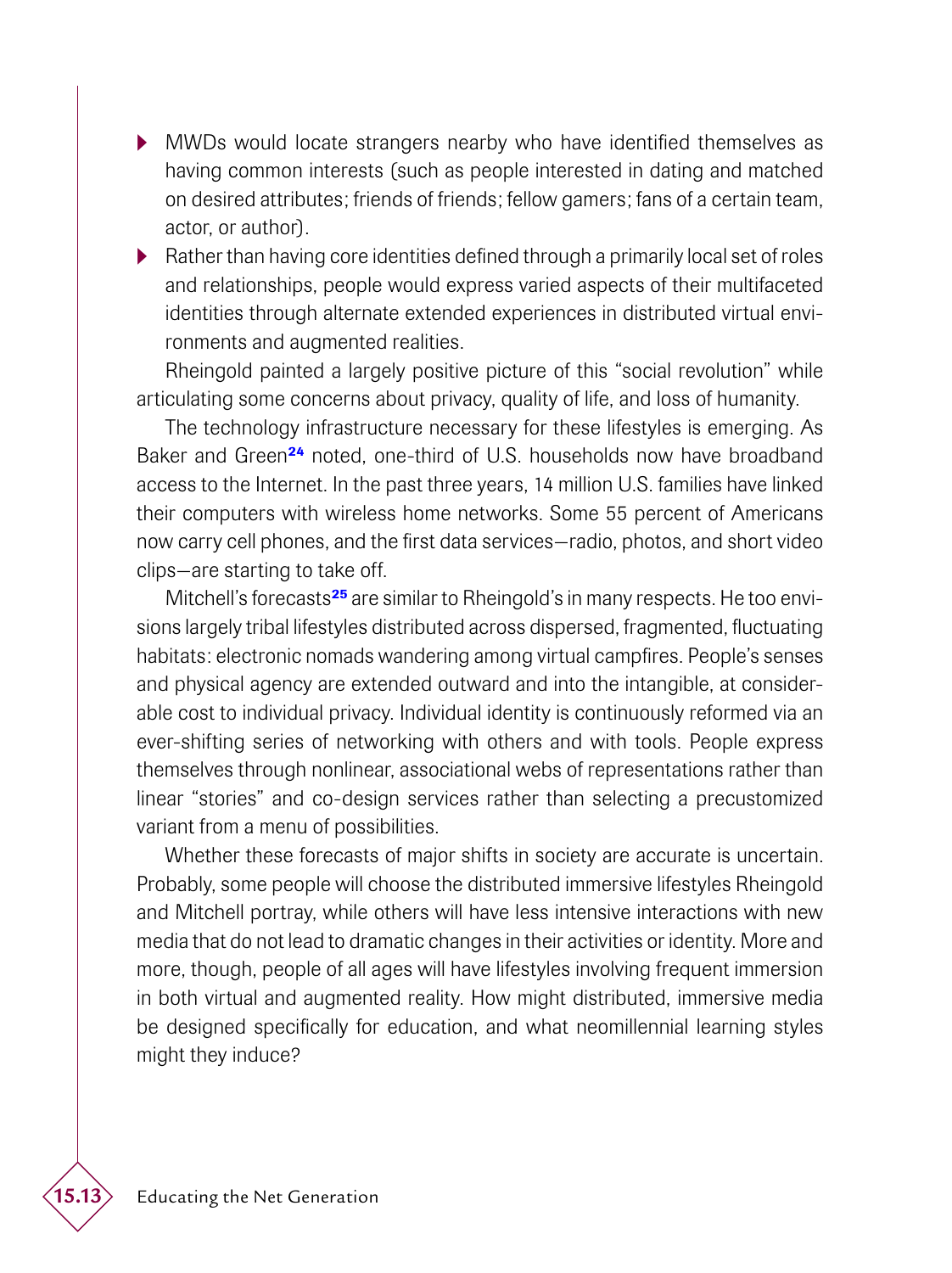- MWDs would locate strangers nearby who have identified themselves as having common interests (such as people interested in dating and matched on desired attributes; friends of friends; fellow gamers; fans of a certain team, actor, or author).
- Rather than having core identities defined through a primarily local set of roles and relationships, people would express varied aspects of their multifaceted identities through alternate extended experiences in distributed virtual environments and augmented realities.

Rheingold painted a largely positive picture of this "social revolution" while articulating some concerns about privacy, quality of life, and loss of humanity.

The technology infrastructure necessary for these lifestyles is emerging. As Baker and Green[24] noted, one-third of U.S. households now have broadband access to the Internet. In the past three years, 14 million U.S. families have linked their computers with wireless home networks. Some 55 percent of Americans now carry cell phones, and the first data services—radio, photos, and short video clips—are starting to take off.

Mitchell's forecasts[25] are similar to Rheingold's in many respects. He too envisions largely tribal lifestyles distributed across dispersed, fragmented, fluctuating habitats: electronic nomads wandering among virtual campfires. People's senses and physical agency are extended outward and into the intangible, at considerable cost to individual privacy. Individual identity is continuously reformed via an ever-shifting series of networking with others and with tools. People express themselves through nonlinear, associational webs of representations rather than linear "stories" and co-design services rather than selecting a precustomized variant from a menu of possibilities.

Whether these forecasts of major shifts in society are accurate is uncertain. Probably, some people will choose the distributed immersive lifestyles Rheingold and Mitchell portray, while others will have less intensive interactions with new media that do not lead to dramatic changes in their activities or identity. More and more, though, people of all ages will have lifestyles involving frequent immersion in both virtual and augmented reality. How might distributed, immersive media be designed specifically for education, and what neomillennial learning styles might they induce?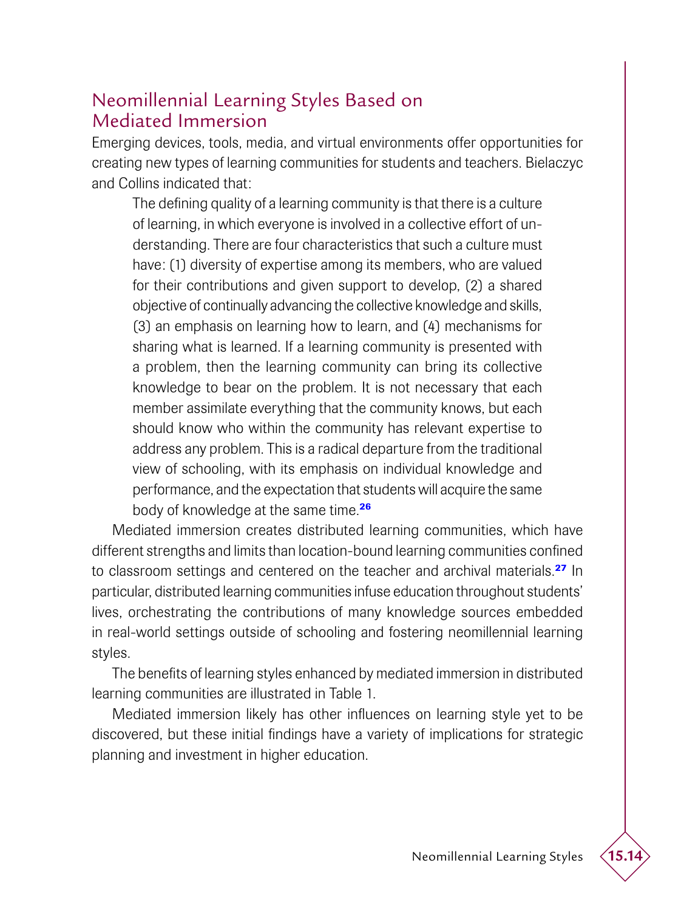## Neomillennial Learning Styles Based on Mediated Immersion

Emerging devices, tools, media, and virtual environments offer opportunities for creating new types of learning communities for students and teachers. Bielaczyc and Collins indicated that:

> The defining quality of a learning community is that there is a culture of learning, in which everyone is involved in a collective effort of understanding. There are four characteristics that such a culture must have: (1) diversity of expertise among its members, who are valued for their contributions and given support to develop, (2) a shared objective of continually advancing the collective knowledge and skills, (3) an emphasis on learning how to learn, and (4) mechanisms for sharing what is learned. If a learning community is presented with a problem, then the learning community can bring its collective knowledge to bear on the problem. It is not necessary that each member assimilate everything that the community knows, but each should know who within the community has relevant expertise to address any problem. This is a radical departure from the traditional view of schooling, with its emphasis on individual knowledge and performance, and the expectation that students will acquire the same body of knowledge at the same time.[26]

Mediated immersion creates distributed learning communities, which have different strengths and limits than location-bound learning communities confined to classroom settings and centered on the teacher and archival materials.[27] In particular, distributed learning communities infuse education throughout students' lives, orchestrating the contributions of many knowledge sources embedded in real-world settings outside of schooling and fostering neomillennial learning styles.

The benefits of learning styles enhanced by mediated immersion in distributed learning communities are illustrated in Table 1.

Mediated immersion likely has other influences on learning style yet to be discovered, but these initial findings have a variety of implications for strategic planning and investment in higher education.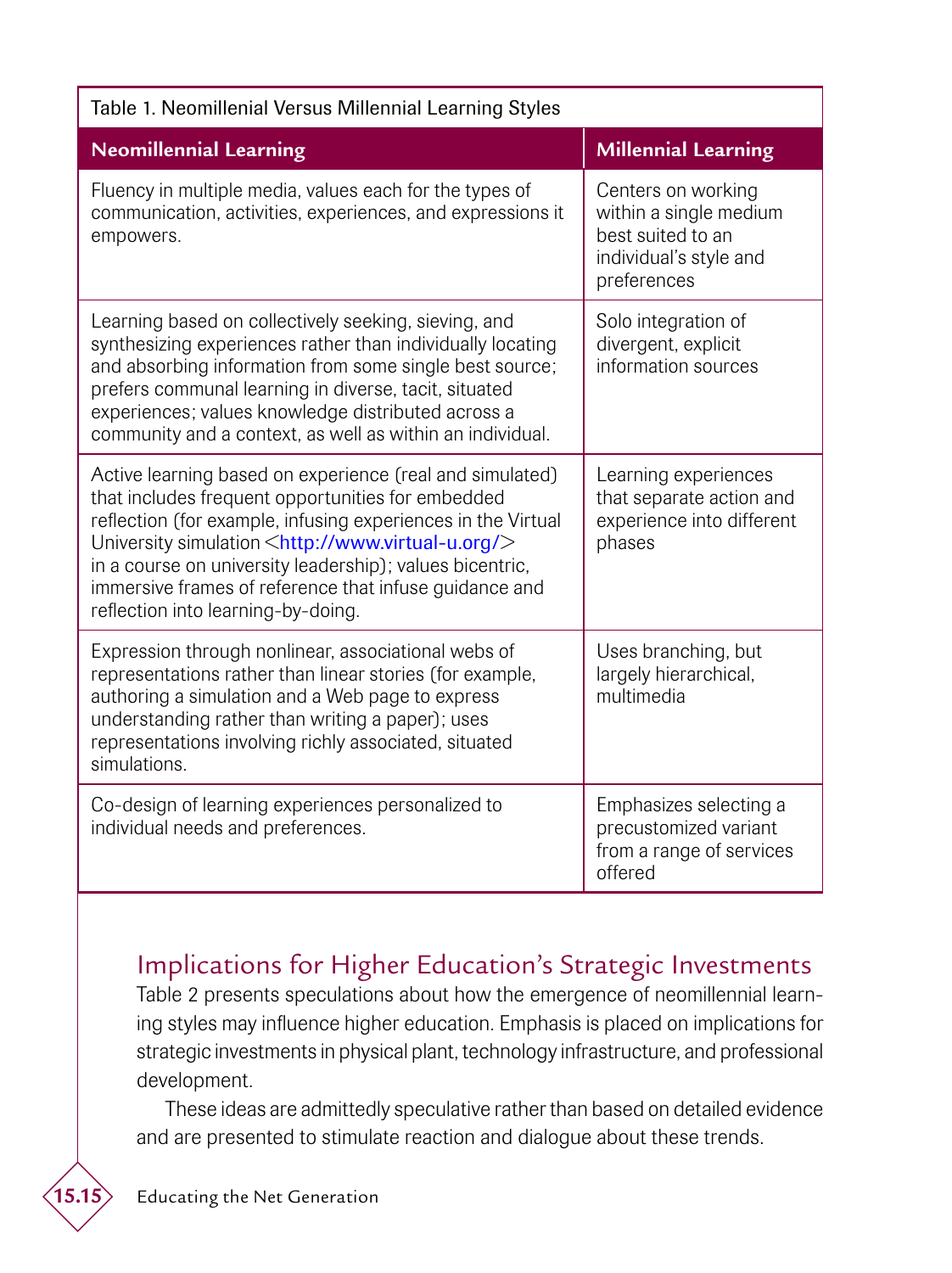Table 1. Neomillennial Versus Millennial Learning Styles

| Neomillennial Learning | Millennial Learning |
| --- | --- |
| Fluency in multiple media, values each for the types of communication, activities, experiences, and expressions it empowers. | Centers on working within a single medium best suited to an individual's style and preferences |
| Learning based on collectively seeking, sieving, and synthesizing experiences rather than individually locating and absorbing information from some single best source; prefers communal learning in diverse, tacit, situated experiences; values knowledge distributed across a community and a context, as well as within an individual. | Solo integration of divergent, explicit information sources |
| Active learning based on experience (real and simulated) that includes frequent opportunities for embedded reflection (for example, infusing experiences in the Virtual University simulation <http://www.virtual-u.org/> in a course on university leadership); values bicentric, immersive frames of reference that infuse guidance and reflection into learning-by-doing. | Learning experiences that separate action and experience into different phases |
| Expression through nonlinear, associational webs of representations rather than linear stories (for example, authoring a simulation and a Web page to express understanding rather than writing a paper); uses representations involving richly associated, situated simulations. | Uses branching, but largely hierarchical, multimedia |
| Co-design of learning experiences personalized to individual needs and preferences. | Emphasizes selecting a precustomized variant from a range of services offered |

## Implications for Higher Education's Strategic Investments

Table 2 presents speculations about how the emergence of neomillennial learning styles may influence higher education. Emphasis is placed on implications for strategic investments in physical plant, technology infrastructure, and professional development.

These ideas are admittedly speculative rather than based on detailed evidence and are presented to stimulate reaction and dialogue about these trends.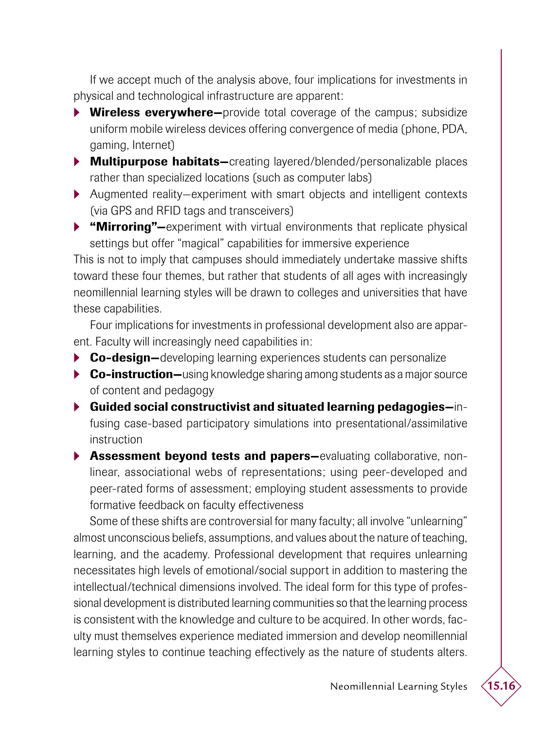If we accept much of the analysis above, four implications for investments in physical and technological infrastructure are apparent:

- **Wireless everywhere—**provide total coverage of the campus; subsidize uniform mobile wireless devices offering convergence of media (phone, PDA, gaming, Internet)
- **Multipurpose habitats—**creating layered/blended/personalizable places rather than specialized locations (such as computer labs)
- Augmented reality—experiment with smart objects and intelligent contexts (via GPS and RFID tags and transceivers)
- **"Mirroring"—**experiment with virtual environments that replicate physical settings but offer "magical" capabilities for immersive experience

This is not to imply that campuses should immediately undertake massive shifts toward these four themes, but rather that students of all ages with increasingly neomillennial learning styles will be drawn to colleges and universities that have these capabilities.

Four implications for investments in professional development also are apparent. Faculty will increasingly need capabilities in:

- **Co-design—**developing learning experiences students can personalize
- **Co-instruction—**using knowledge sharing among students as a major source of content and pedagogy
- **Guided social constructivist and situated learning pedagogies—**infusing case-based participatory simulations into presentational/assimilative instruction
- **Assessment beyond tests and papers—**evaluating collaborative, nonlinear, associational webs of representations; using peer-developed and peer-rated forms of assessment; employing student assessments to provide formative feedback on faculty effectiveness

Some of these shifts are controversial for many faculty; all involve "unlearning" almost unconscious beliefs, assumptions, and values about the nature of teaching, learning, and the academy. Professional development that requires unlearning necessitates high levels of emotional/social support in addition to mastering the intellectual/technical dimensions involved. The ideal form for this type of professional development is distributed learning communities so that the learning process is consistent with the knowledge and culture to be acquired. In other words, faculty must themselves experience mediated immersion and develop neomillennial learning styles to continue teaching effectively as the nature of students alters.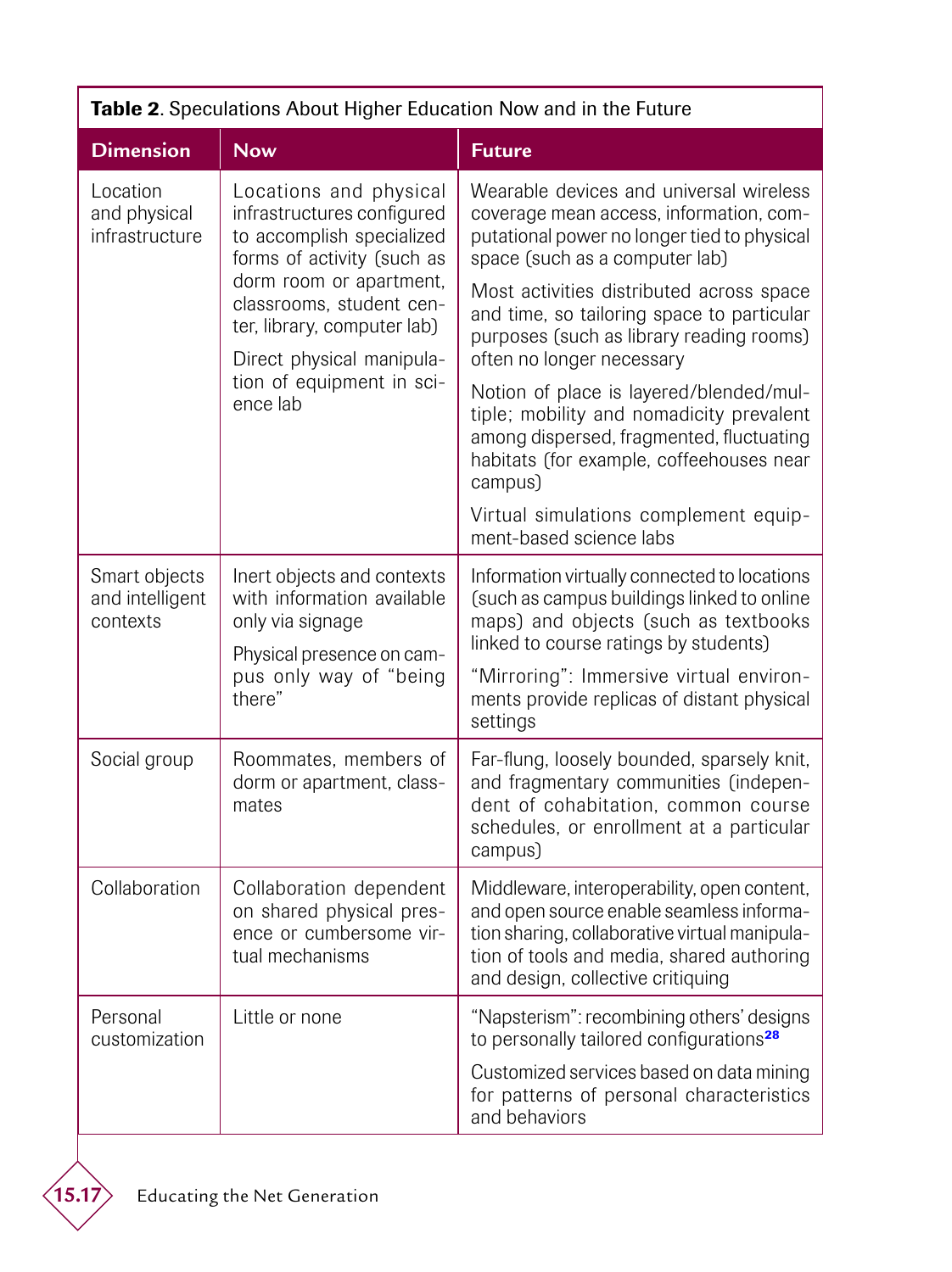**Table 2**. Speculations About Higher Education Now and in the Future

| Dimension | Now | Future |
|---|---|---|
| Location and physical infrastructure | Locations and physical infrastructures configured to accomplish specialized forms of activity (such as dorm room or apartment, classrooms, student center, library, computer lab)<br><br>Direct physical manipulation of equipment in science lab | Wearable devices and universal wireless coverage mean access, information, computational power no longer tied to physical space (such as a computer lab)<br><br>Most activities distributed across space and time, so tailoring space to particular purposes (such as library reading rooms) often no longer necessary<br><br>Notion of place is layered/blended/multiple; mobility and nomadicity prevalent among dispersed, fragmented, fluctuating habitats (for example, coffeehouses near campus)<br><br>Virtual simulations complement equipment-based science labs |
| Smart objects and intelligent contexts | Inert objects and contexts with information available only via signage<br><br>Physical presence on campus only way of "being there" | Information virtually connected to locations (such as campus buildings linked to online maps) and objects (such as textbooks linked to course ratings by students)<br><br>"Mirroring": Immersive virtual environments provide replicas of distant physical settings |
| Social group | Roommates, members of dorm or apartment, classmates | Far-flung, loosely bounded, sparsely knit, and fragmentary communities (independent of cohabitation, common course schedules, or enrollment at a particular campus) |
| Collaboration | Collaboration dependent on shared physical presence or cumbersome virtual mechanisms | Middleware, interoperability, open content, and open source enable seamless information sharing, collaborative virtual manipulation of tools and media, shared authoring and design, collective critiquing |
| Personal customization | Little or none | "Napsterism": recombining others' designs to personally tailored configurations[28]<br><br>Customized services based on data mining for patterns of personal characteristics and behaviors |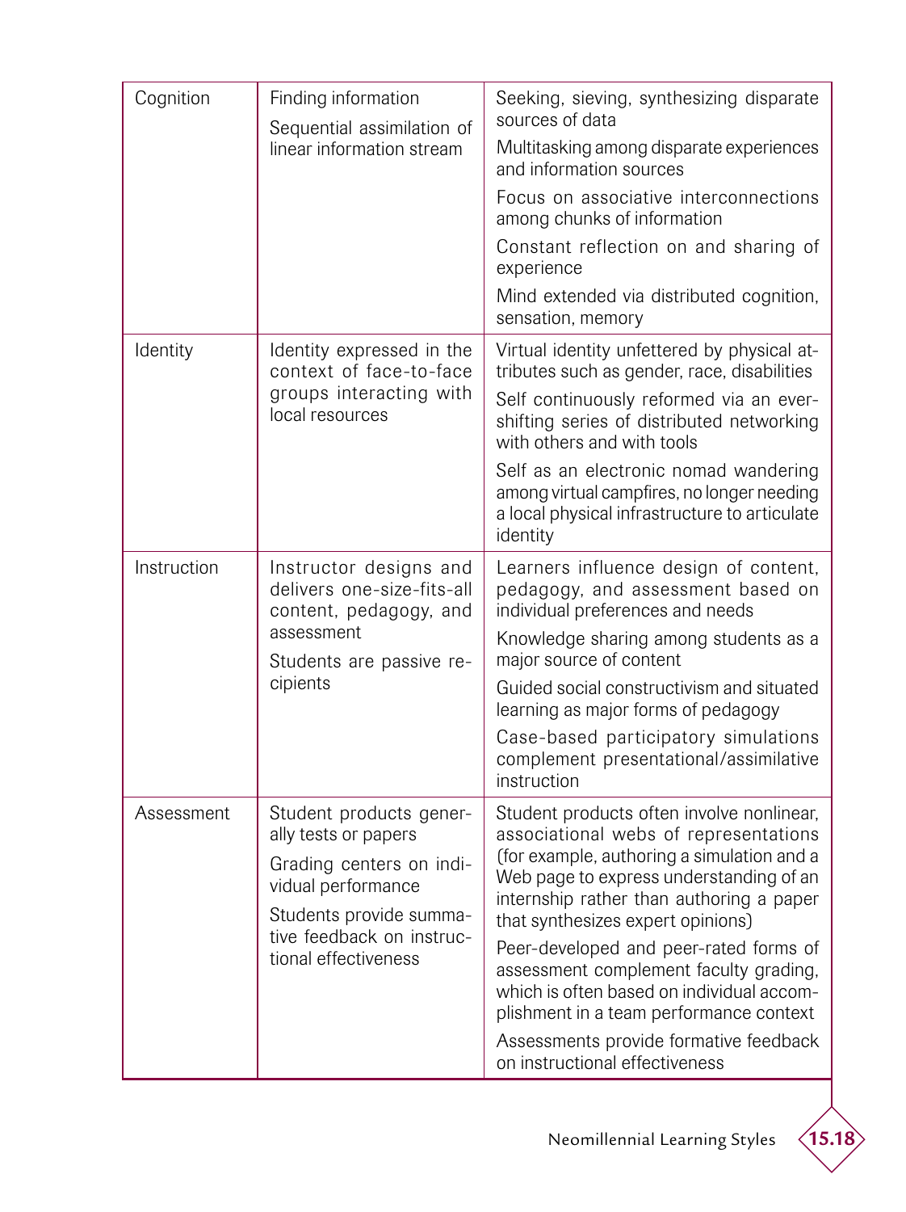| | | |
|---|---|---|
| Cognition | Finding information<br><br>Sequential assimilation of linear information stream | Seeking, sieving, synthesizing disparate sources of data<br><br>Multitasking among disparate experiences and information sources<br><br>Focus on associative interconnections among chunks of information<br><br>Constant reflection on and sharing of experience<br><br>Mind extended via distributed cognition, sensation, memory |
| Identity | Identity expressed in the context of face-to-face groups interacting with local resources | Virtual identity unfettered by physical attributes such as gender, race, disabilities<br><br>Self continuously reformed via an ever-shifting series of distributed networking with others and with tools<br><br>Self as an electronic nomad wandering among virtual campfires, no longer needing a local physical infrastructure to articulate identity |
| Instruction | Instructor designs and delivers one-size-fits-all content, pedagogy, and assessment<br><br>Students are passive recipients | Learners influence design of content, pedagogy, and assessment based on individual preferences and needs<br><br>Knowledge sharing among students as a major source of content<br><br>Guided social constructivism and situated learning as major forms of pedagogy<br><br>Case-based participatory simulations complement presentational/assimilative instruction |
| Assessment | Student products generally tests or papers<br><br>Grading centers on individual performance<br><br>Students provide summative feedback on instructional effectiveness | Student products often involve nonlinear, associational webs of representations (for example, authoring a simulation and a Web page to express understanding of an internship rather than authoring a paper that synthesizes expert opinions)<br><br>Peer-developed and peer-rated forms of assessment complement faculty grading, which is often based on individual accomplishment in a team performance context<br><br>Assessments provide formative feedback on instructional effectiveness |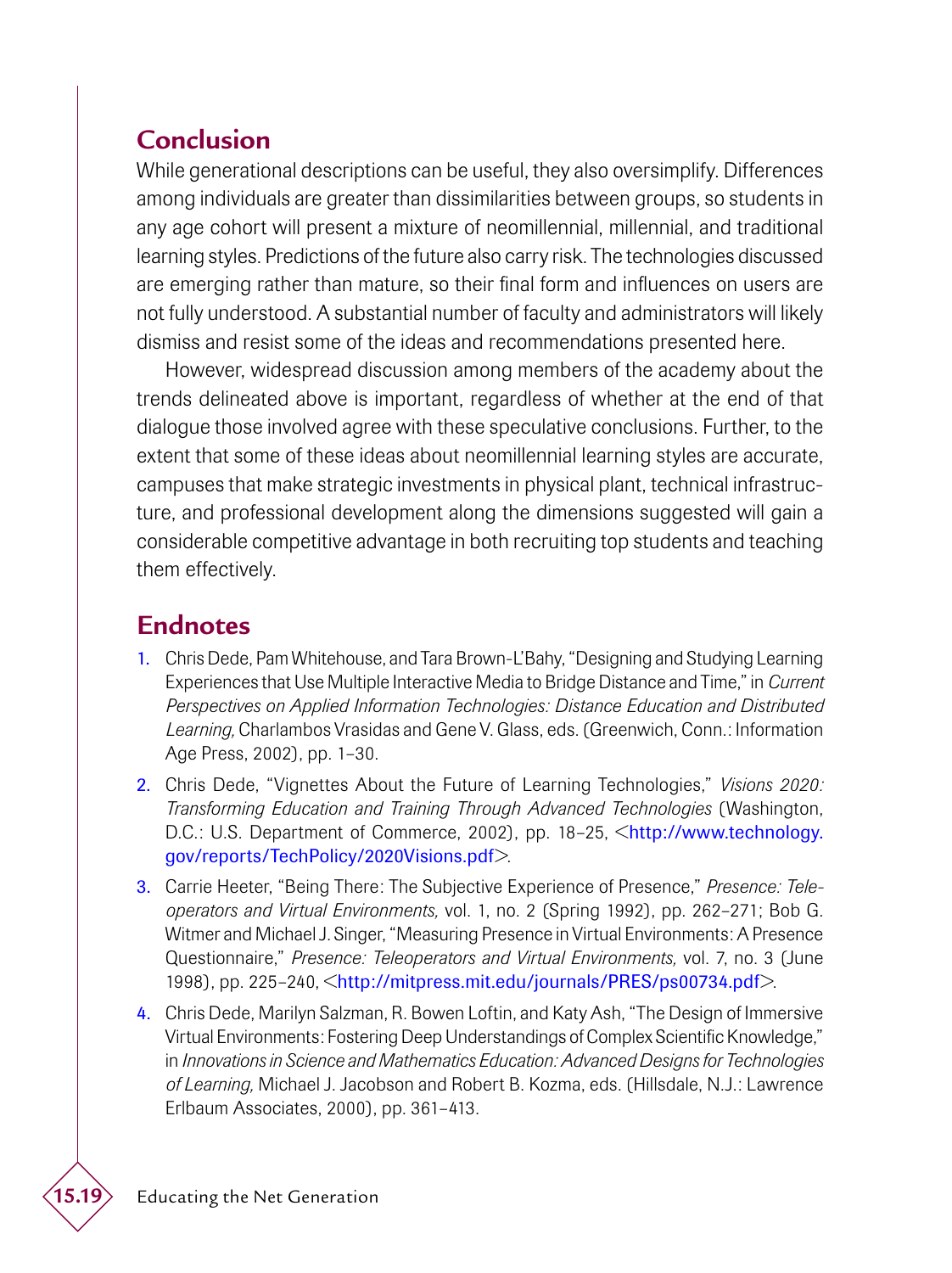## Conclusion

While generational descriptions can be useful, they also oversimplify. Differences among individuals are greater than dissimilarities between groups, so students in any age cohort will present a mixture of neomillennial, millennial, and traditional learning styles. Predictions of the future also carry risk. The technologies discussed are emerging rather than mature, so their final form and influences on users are not fully understood. A substantial number of faculty and administrators will likely dismiss and resist some of the ideas and recommendations presented here.

However, widespread discussion among members of the academy about the trends delineated above is important, regardless of whether at the end of that dialogue those involved agree with these speculative conclusions. Further, to the extent that some of these ideas about neomillennial learning styles are accurate, campuses that make strategic investments in physical plant, technical infrastructure, and professional development along the dimensions suggested will gain a considerable competitive advantage in both recruiting top students and teaching them effectively.

## Endnotes

1. Chris Dede, Pam Whitehouse, and Tara Brown-L'Bahy, "Designing and Studying Learning Experiences that Use Multiple Interactive Media to Bridge Distance and Time," in *Current Perspectives on Applied Information Technologies: Distance Education and Distributed Learning,* Charlambos Vrasidas and Gene V. Glass, eds. (Greenwich, Conn.: Information Age Press, 2002), pp. 1–30.
2. Chris Dede, "Vignettes About the Future of Learning Technologies," *Visions 2020: Transforming Education and Training Through Advanced Technologies* (Washington, D.C.: U.S. Department of Commerce, 2002), pp. 18–25, <http://www.technology.gov/reports/TechPolicy/2020Visions.pdf>.
3. Carrie Heeter, "Being There: The Subjective Experience of Presence," *Presence: Teleoperators and Virtual Environments,* vol. 1, no. 2 (Spring 1992), pp. 262–271; Bob G. Witmer and Michael J. Singer, "Measuring Presence in Virtual Environments: A Presence Questionnaire," *Presence: Teleoperators and Virtual Environments,* vol. 7, no. 3 (June 1998), pp. 225–240, <http://mitpress.mit.edu/journals/PRES/ps00734.pdf>.
4. Chris Dede, Marilyn Salzman, R. Bowen Loftin, and Katy Ash, "The Design of Immersive Virtual Environments: Fostering Deep Understandings of Complex Scientific Knowledge," in *Innovations in Science and Mathematics Education: Advanced Designs for Technologies of Learning,* Michael J. Jacobson and Robert B. Kozma, eds. (Hillsdale, N.J.: Lawrence Erlbaum Associates, 2000), pp. 361–413.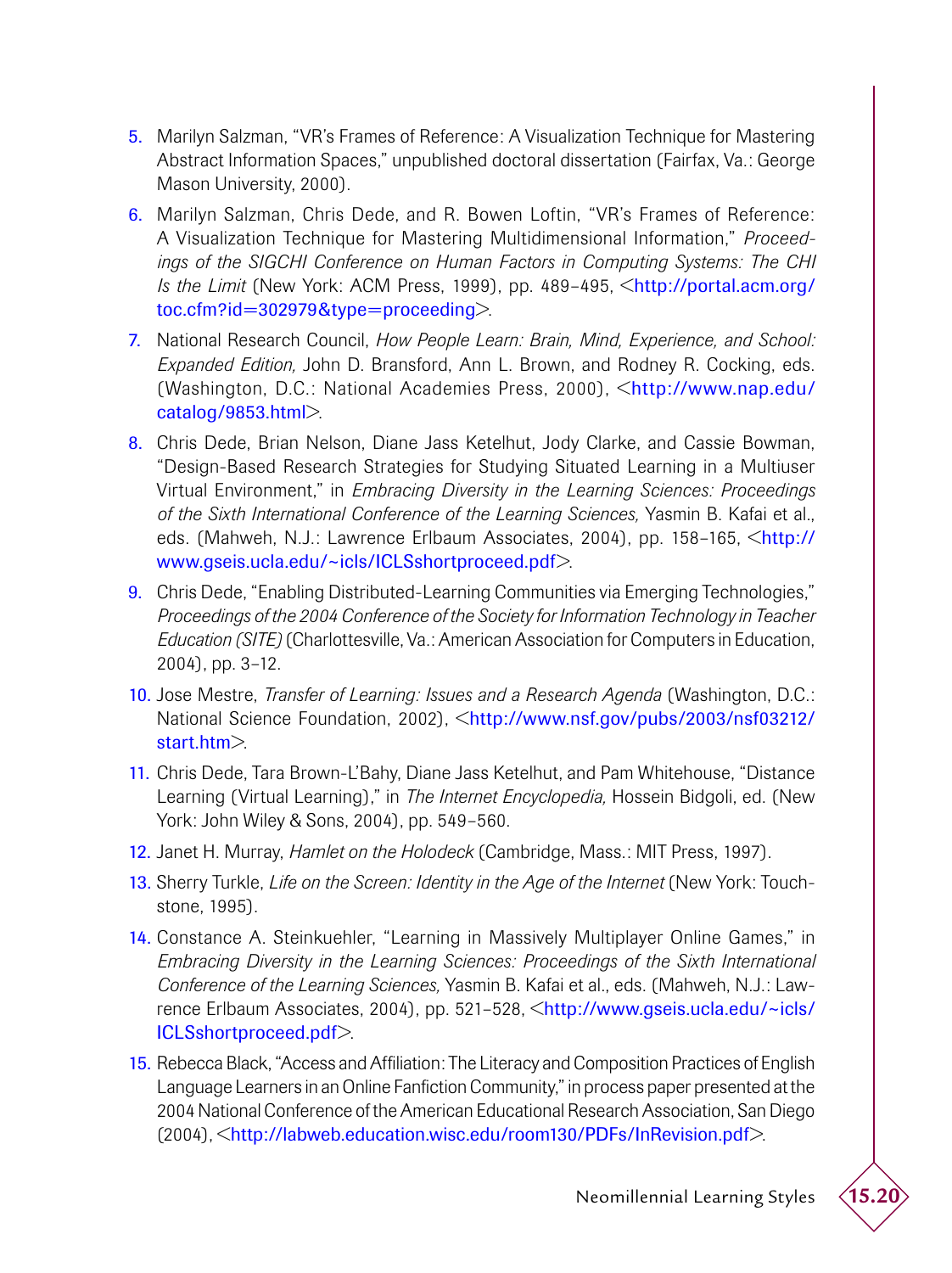5. Marilyn Salzman, "VR's Frames of Reference: A Visualization Technique for Mastering Abstract Information Spaces," unpublished doctoral dissertation (Fairfax, Va.: George Mason University, 2000).
6. Marilyn Salzman, Chris Dede, and R. Bowen Loftin, "VR's Frames of Reference: A Visualization Technique for Mastering Multidimensional Information," *Proceedings of the SIGCHI Conference on Human Factors in Computing Systems: The CHI Is the Limit* (New York: ACM Press, 1999), pp. 489–495, <http://portal.acm.org/toc.cfm?id=302979&type=proceeding>.
7. National Research Council, *How People Learn: Brain, Mind, Experience, and School: Expanded Edition,* John D. Bransford, Ann L. Brown, and Rodney R. Cocking, eds. (Washington, D.C.: National Academies Press, 2000), <http://www.nap.edu/catalog/9853.html>.
8. Chris Dede, Brian Nelson, Diane Jass Ketelhut, Jody Clarke, and Cassie Bowman, "Design-Based Research Strategies for Studying Situated Learning in a Multiuser Virtual Environment," in *Embracing Diversity in the Learning Sciences: Proceedings of the Sixth International Conference of the Learning Sciences,* Yasmin B. Kafai et al., eds. (Mahweh, N.J.: Lawrence Erlbaum Associates, 2004), pp. 158–165, <http://www.gseis.ucla.edu/~icls/ICLSshortproceed.pdf>.
9. Chris Dede, "Enabling Distributed-Learning Communities via Emerging Technologies," *Proceedings of the 2004 Conference of the Society for Information Technology in Teacher Education (SITE)* (Charlottesville, Va.: American Association for Computers in Education, 2004), pp. 3–12.
10. Jose Mestre, *Transfer of Learning: Issues and a Research Agenda* (Washington, D.C.: National Science Foundation, 2002), <http://www.nsf.gov/pubs/2003/nsf03212/start.htm>.
11. Chris Dede, Tara Brown-L'Bahy, Diane Jass Ketelhut, and Pam Whitehouse, "Distance Learning (Virtual Learning)," in *The Internet Encyclopedia,* Hossein Bidgoli, ed. (New York: John Wiley & Sons, 2004), pp. 549–560.
12. Janet H. Murray, *Hamlet on the Holodeck* (Cambridge, Mass.: MIT Press, 1997).
13. Sherry Turkle, *Life on the Screen: Identity in the Age of the Internet* (New York: Touchstone, 1995).
14. Constance A. Steinkuehler, "Learning in Massively Multiplayer Online Games," in *Embracing Diversity in the Learning Sciences: Proceedings of the Sixth International Conference of the Learning Sciences,* Yasmin B. Kafai et al., eds. (Mahweh, N.J.: Lawrence Erlbaum Associates, 2004), pp. 521–528, <http://www.gseis.ucla.edu/~icls/ICLSshortproceed.pdf>.
15. Rebecca Black, "Access and Affiliation: The Literacy and Composition Practices of English Language Learners in an Online Fanfiction Community," in process paper presented at the 2004 National Conference of the American Educational Research Association, San Diego (2004), <http://labweb.education.wisc.edu/room130/PDFs/InRevision.pdf>.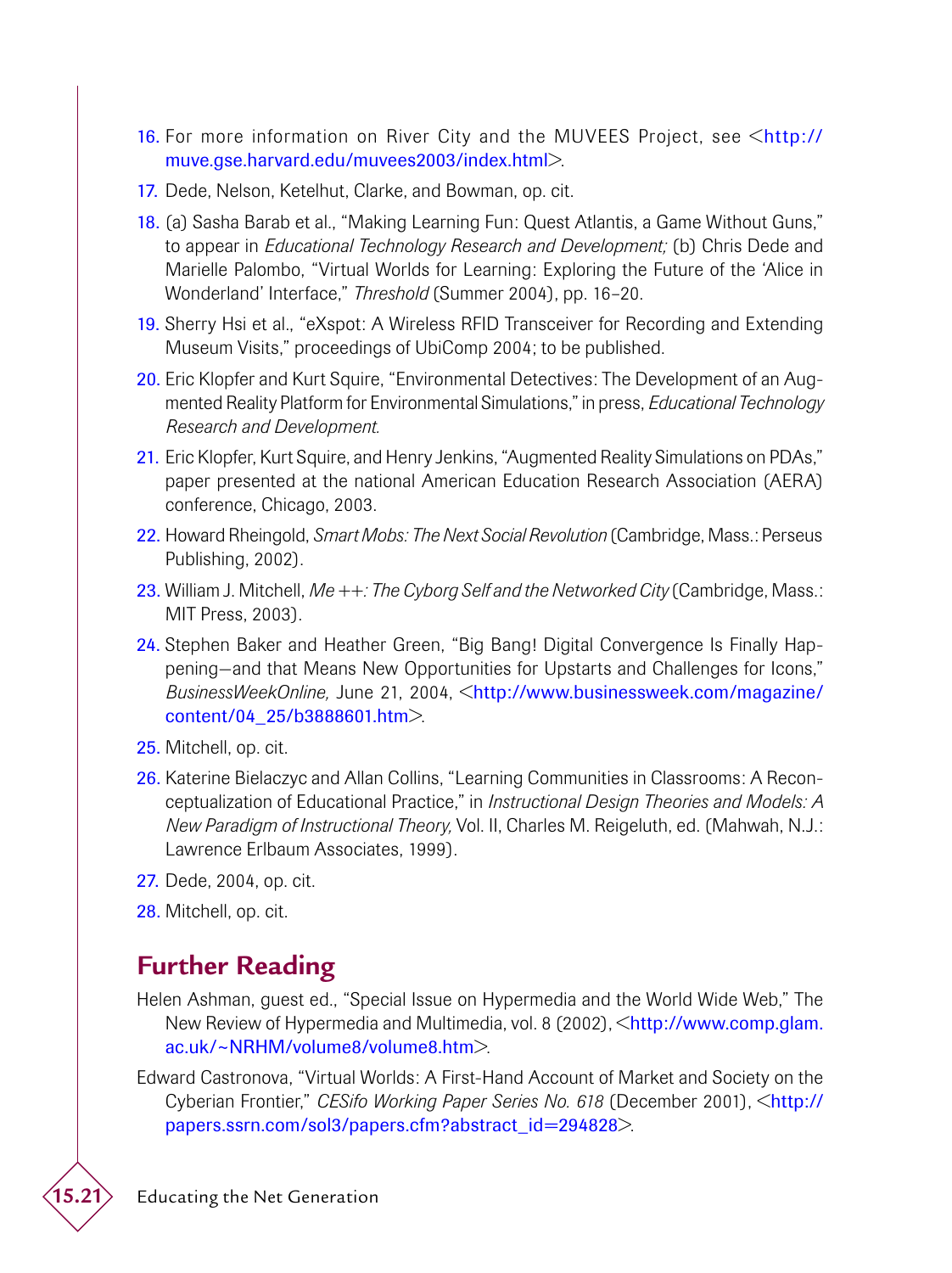16. For more information on River City and the MUVEES Project, see <http://muve.gse.harvard.edu/muvees2003/index.html>.

17. Dede, Nelson, Ketelhut, Clarke, and Bowman, op. cit.

18. (a) Sasha Barab et al., "Making Learning Fun: Quest Atlantis, a Game Without Guns," to appear in *Educational Technology Research and Development;* (b) Chris Dede and Marielle Palombo, "Virtual Worlds for Learning: Exploring the Future of the 'Alice in Wonderland' Interface," *Threshold* (Summer 2004), pp. 16–20.

19. Sherry Hsi et al., "eXspot: A Wireless RFID Transceiver for Recording and Extending Museum Visits," proceedings of UbiComp 2004; to be published.

20. Eric Klopfer and Kurt Squire, "Environmental Detectives: The Development of an Augmented Reality Platform for Environmental Simulations," in press, *Educational Technology Research and Development.*

21. Eric Klopfer, Kurt Squire, and Henry Jenkins, "Augmented Reality Simulations on PDAs," paper presented at the national American Education Research Association (AERA) conference, Chicago, 2003.

22. Howard Rheingold, *Smart Mobs: The Next Social Revolution* (Cambridge, Mass.: Perseus Publishing, 2002).

23. William J. Mitchell, *Me ++: The Cyborg Self and the Networked City* (Cambridge, Mass.: MIT Press, 2003).

24. Stephen Baker and Heather Green, "Big Bang! Digital Convergence Is Finally Happening—and that Means New Opportunities for Upstarts and Challenges for Icons," *BusinessWeekOnline,* June 21, 2004, <http://www.businessweek.com/magazine/content/04_25/b3888601.htm>.

25. Mitchell, op. cit.

26. Katerine Bielaczyc and Allan Collins, "Learning Communities in Classrooms: A Reconceptualization of Educational Practice," in *Instructional Design Theories and Models: A New Paradigm of Instructional Theory,* Vol. II, Charles M. Reigeluth, ed. (Mahwah, N.J.: Lawrence Erlbaum Associates, 1999).

27. Dede, 2004, op. cit.

28. Mitchell, op. cit.

## Further Reading

Helen Ashman, guest ed., "Special Issue on Hypermedia and the World Wide Web," The New Review of Hypermedia and Multimedia, vol. 8 (2002), <http://www.comp.glam.ac.uk/~NRHM/volume8/volume8.htm>.

Edward Castronova, "Virtual Worlds: A First-Hand Account of Market and Society on the Cyberian Frontier," *CESifo Working Paper Series No. 618* (December 2001), <http://papers.ssrn.com/sol3/papers.cfm?abstract_id=294828>.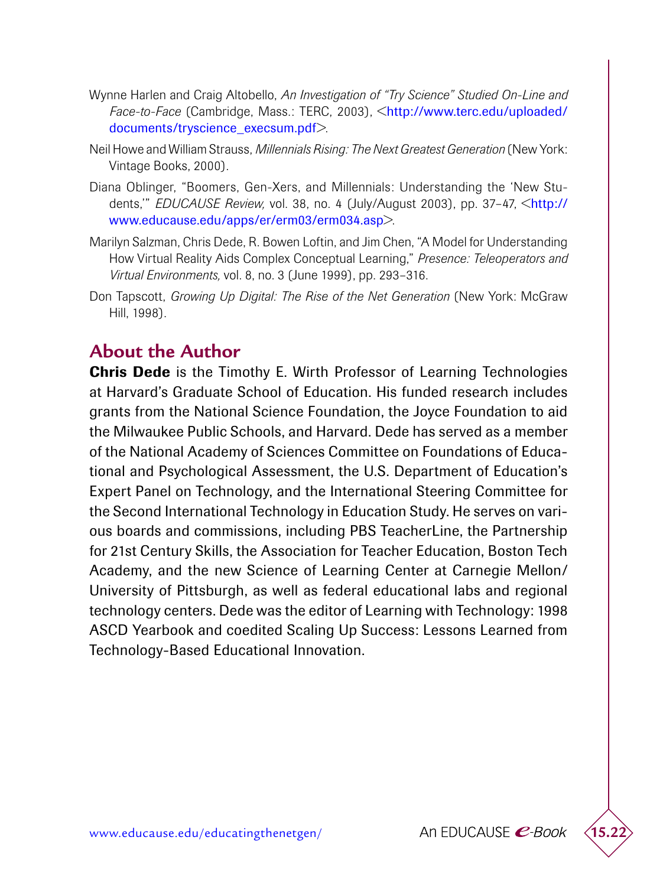Wynne Harlen and Craig Altobello, *An Investigation of "Try Science" Studied On-Line and Face-to-Face* (Cambridge, Mass.: TERC, 2003), <http://www.terc.edu/uploaded/documents/tryscience_execsum.pdf>.

Neil Howe and William Strauss, *Millennials Rising: The Next Greatest Generation* (New York: Vintage Books, 2000).

Diana Oblinger, "Boomers, Gen-Xers, and Millennials: Understanding the 'New Students,'" *EDUCAUSE Review,* vol. 38, no. 4 (July/August 2003), pp. 37–47, <http://www.educause.edu/apps/er/erm03/erm034.asp>.

Marilyn Salzman, Chris Dede, R. Bowen Loftin, and Jim Chen, "A Model for Understanding How Virtual Reality Aids Complex Conceptual Learning," *Presence: Teleoperators and Virtual Environments,* vol. 8, no. 3 (June 1999), pp. 293–316.

Don Tapscott, *Growing Up Digital: The Rise of the Net Generation* (New York: McGraw Hill, 1998).

## About the Author

**Chris Dede** is the Timothy E. Wirth Professor of Learning Technologies at Harvard's Graduate School of Education. His funded research includes grants from the National Science Foundation, the Joyce Foundation to aid the Milwaukee Public Schools, and Harvard. Dede has served as a member of the National Academy of Sciences Committee on Foundations of Educational and Psychological Assessment, the U.S. Department of Education's Expert Panel on Technology, and the International Steering Committee for the Second International Technology in Education Study. He serves on various boards and commissions, including PBS TeacherLine, the Partnership for 21st Century Skills, the Association for Teacher Education, Boston Tech Academy, and the new Science of Learning Center at Carnegie Mellon/University of Pittsburgh, as well as federal educational labs and regional technology centers. Dede was the editor of Learning with Technology: 1998 ASCD Yearbook and coedited Scaling Up Success: Lessons Learned from Technology-Based Educational Innovation.